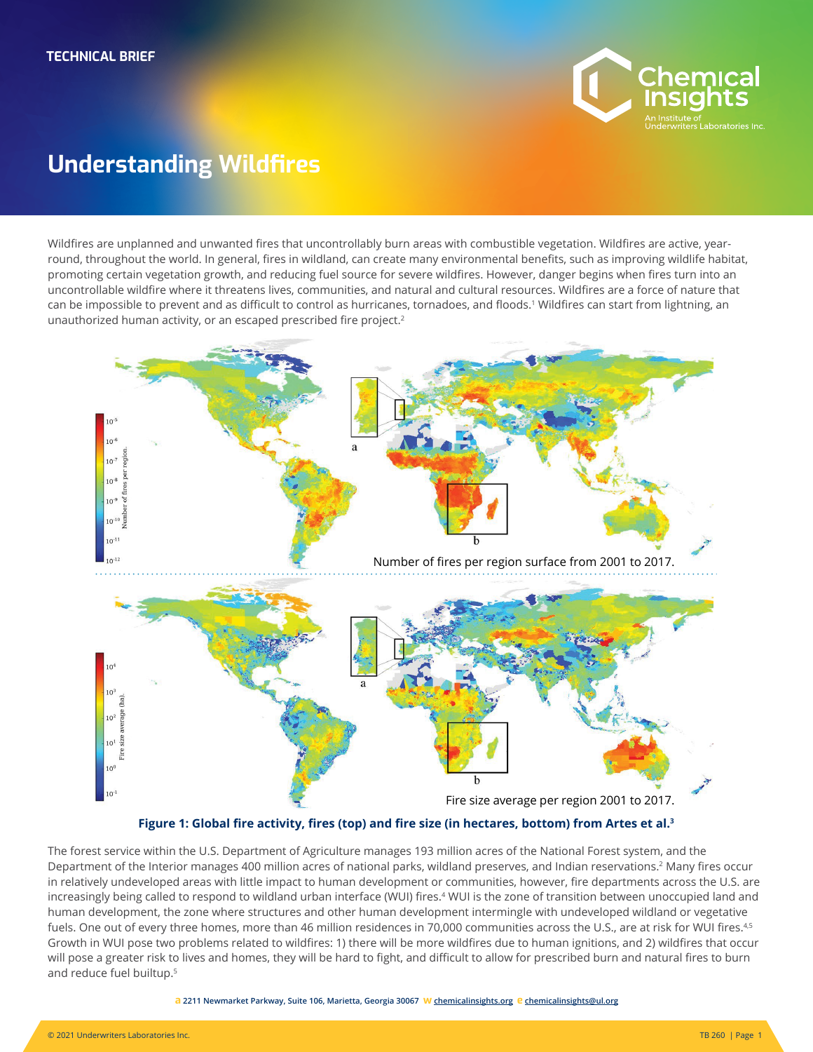TECHNICAL BRIEF

# Understanding Wildfires

Wildfires are unplanned and unwanted fires that uncontrollably burn areas with combustible vegetation. Wildfires are active, year-round, throughout the world. In general, fires in wildland, can create many environmental benefits, such as improving wildlife habitat, promoting certain vegetation growth, and reducing fuel source for severe wildfires. However, danger begins when fires turn into an uncontrollable wildfire where it threatens lives, communities, and natural and cultural resources. Wildfires are a force of nature that can be impossible to prevent and as difficult to control as hurricanes, tornadoes, and floods.[1] Wildfires can start from lightning, an unauthorized human activity, or an escaped prescribed fire project.[2]

Number of fires per region surface from 2001 to 2017.

Fire size average per region 2001 to 2017.

**Figure 1: Global fire activity, fires (top) and fire size (in hectares, bottom) from Artes et al.[3]**

The forest service within the U.S. Department of Agriculture manages 193 million acres of the National Forest system, and the Department of the Interior manages 400 million acres of national parks, wildland preserves, and Indian reservations.[2] Many fires occur in relatively undeveloped areas with little impact to human development or communities, however, fire departments across the U.S. are increasingly being called to respond to wildland urban interface (WUI) fires.[4] WUI is the zone of transition between unoccupied land and human development, the zone where structures and other human development intermingle with undeveloped wildland or vegetative fuels. One out of every three homes, more than 46 million residences in 70,000 communities across the U.S., are at risk for WUI fires.[4,5] Growth in WUI pose two problems related to wildfires: 1) there will be more wildfires due to human ignitions, and 2) wildfires that occur will pose a greater risk to lives and homes, they will be hard to fight, and difficult to allow for prescribed burn and natural fires to burn and reduce fuel buildup.[5]

**a** 2211 Newmarket Parkway, Suite 106, Marietta, Georgia 30067 **w** chemicalinsights.org **e** chemicalinsights@ul.org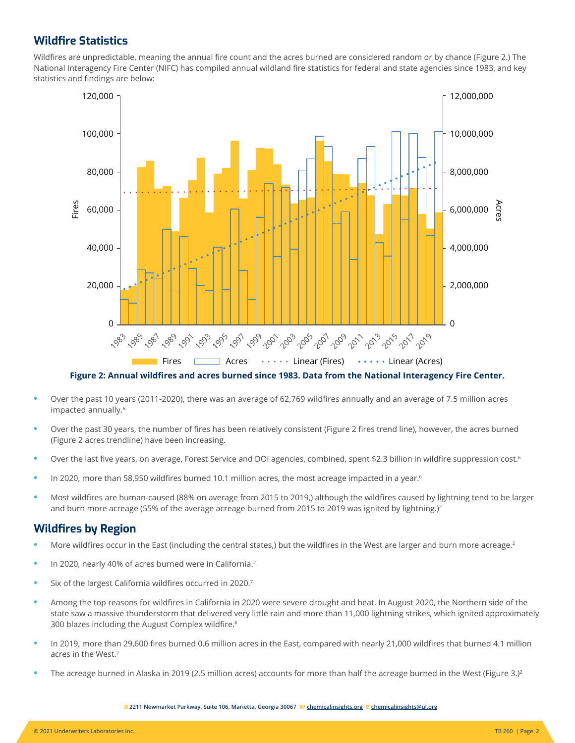## Wildfire Statistics

Wildfires are unpredictable, meaning the annual fire count and the acres burned are considered random or by chance (Figure 2.) The National Interagency Fire Center (NIFC) has compiled annual wildland fire statistics for federal and state agencies since 1983, and key statistics and findings are below:

**Figure 2: Annual wildfires and acres burned since 1983. Data from the National Interagency Fire Center.**

- Over the past 10 years (2011-2020), there was an average of 62,769 wildfires annually and an average of 7.5 million acres impacted annually.[6]
- Over the past 30 years, the number of fires has been relatively consistent (Figure 2 fires trend line), however, the acres burned (Figure 2 acres trendline) have been increasing.
- Over the last five years, on average, Forest Service and DOI agencies, combined, spent $2.3 billion in wildfire suppression cost.[6]
- In 2020, more than 58,950 wildfires burned 10.1 million acres, the most acreage impacted in a year.[6]
- Most wildfires are human-caused (88% on average from 2015 to 2019,) although the wildfires caused by lightning tend to be larger and burn more acreage (55% of the average acreage burned from 2015 to 2019 was ignited by lightning.)[2]

## Wildfires by Region

- More wildfires occur in the East (including the central states,) but the wildfires in the West are larger and burn more acreage.[2]
- In 2020, nearly 40% of acres burned were in California.[2]
- Six of the largest California wildfires occurred in 2020.[7]
- Among the top reasons for wildfires in California in 2020 were severe drought and heat. In August 2020, the Northern side of the state saw a massive thunderstorm that delivered very little rain and more than 11,000 lightning strikes, which ignited approximately 300 blazes including the August Complex wildfire.[8]
- In 2019, more than 29,600 fires burned 0.6 million acres in the East, compared with nearly 21,000 wildfires that burned 4.1 million acres in the West.[2]
- The acreage burned in Alaska in 2019 (2.5 million acres) accounts for more than half the acreage burned in the West (Figure 3.)[2]

**a** 2211 Newmarket Parkway, Suite 106, Marietta, Georgia 30067 **w** chemicalinsights.org **e** chemicalinsights@ul.org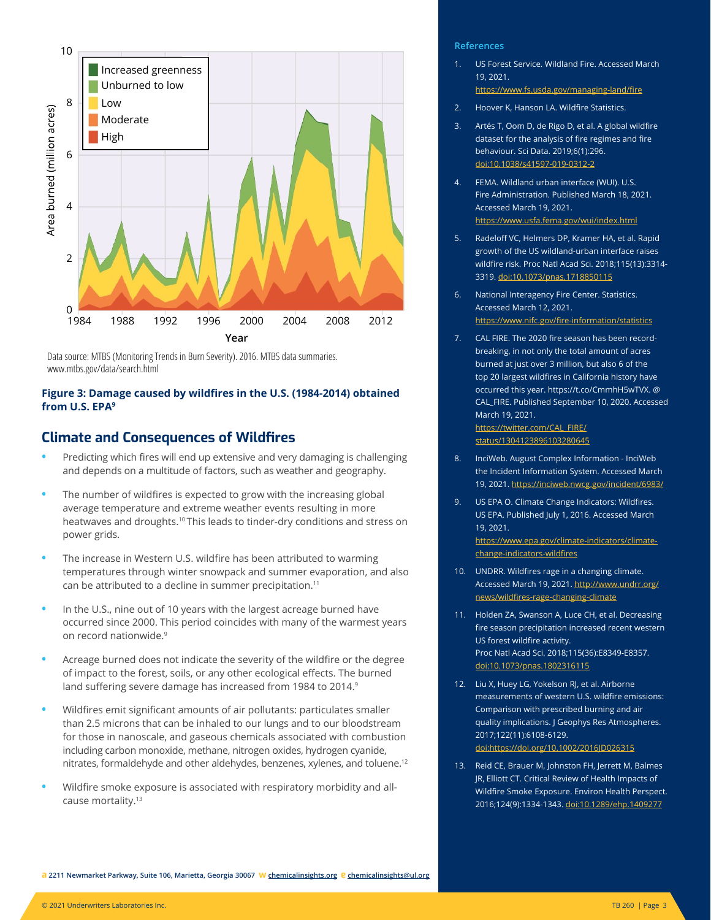10
8
6
4
2
0

Area burned (million acres)

1984
1988
1992
1996
2000
2004
2008
2012

Year

Increased greenness
Unburned to low
Low
Moderate
High

Data source: MTBS (Monitoring Trends in Burn Severity). 2016. MTBS data summaries. www.mtbs.gov/data/search.html

**Figure 3: Damage caused by wildfires in the U.S. (1984-2014) obtained from U.S. EPA**[9]

## Climate and Consequences of Wildfires

- Predicting which fires will end up extensive and very damaging is challenging and depends on a multitude of factors, such as weather and geography.
- The number of wildfires is expected to grow with the increasing global average temperature and extreme weather events resulting in more heatwaves and droughts.[10] This leads to tinder-dry conditions and stress on power grids.
- The increase in Western U.S. wildfire has been attributed to warming temperatures through winter snowpack and summer evaporation, and also can be attributed to a decline in summer precipitation.[11]
- In the U.S., nine out of 10 years with the largest acreage burned have occurred since 2000. This period coincides with many of the warmest years on record nationwide.[9]
- Acreage burned does not indicate the severity of the wildfire or the degree of impact to the forest, soils, or any other ecological effects. The burned land suffering severe damage has increased from 1984 to 2014.[9]
- Wildfires emit significant amounts of air pollutants: particulates smaller than 2.5 microns that can be inhaled to our lungs and to our bloodstream for those in nanoscale, and gaseous chemicals associated with combustion including carbon monoxide, methane, nitrogen oxides, hydrogen cyanide, nitrates, formaldehyde and other aldehydes, benzenes, xylenes, and toluene.[12]
- Wildfire smoke exposure is associated with respiratory morbidity and all-cause mortality.[13]

### References

1. US Forest Service. Wildland Fire. Accessed March 19, 2021. https://www.fs.usda.gov/managing-land/fire
2. Hoover K, Hanson LA. Wildfire Statistics.
3. Artés T, Oom D, de Rigo D, et al. A global wildfire dataset for the analysis of fire regimes and fire behaviour. Sci Data. 2019;6(1):296. doi:10.1038/s41597-019-0312-2
4. FEMA. Wildland urban interface (WUI). U.S. Fire Administration. Published March 18, 2021. Accessed March 19, 2021. https://www.usfa.fema.gov/wui/index.html
5. Radeloff VC, Helmers DP, Kramer HA, et al. Rapid growth of the US wildland-urban interface raises wildfire risk. Proc Natl Acad Sci. 2018;115(13):3314-3319. doi:10.1073/pnas.1718850115
6. National Interagency Fire Center. Statistics. Accessed March 12, 2021. https://www.nifc.gov/fire-information/statistics
7. CAL FIRE. The 2020 fire season has been record-breaking, in not only the total amount of acres burned at just over 3 million, but also 6 of the top 20 largest wildfires in California history have occurred this year. https://t.co/CmmhH5wTVX. @CAL_FIRE. Published September 10, 2020. Accessed March 19, 2021. https://twitter.com/CAL_FIRE/status/1304123896103280645
8. InciWeb. August Complex Information - InciWeb the Incident Information System. Accessed March 19, 2021. https://inciweb.nwcg.gov/incident/6983/
9. US EPA O. Climate Change Indicators: Wildfires. US EPA. Published July 1, 2016. Accessed March 19, 2021. https://www.epa.gov/climate-indicators/climate-change-indicators-wildfires
10. UNDRR. Wildfires rage in a changing climate. Accessed March 19, 2021. http://www.undrr.org/news/wildfires-rage-changing-climate
11. Holden ZA, Swanson A, Luce CH, et al. Decreasing fire season precipitation increased recent western US forest wildfire activity. Proc Natl Acad Sci. 2018;115(36):E8349-E8357. doi:10.1073/pnas.1802316115
12. Liu X, Huey LG, Yokelson RJ, et al. Airborne measurements of western U.S. wildfire emissions: Comparison with prescribed burning and air quality implications. J Geophys Res Atmospheres. 2017;122(11):6108-6129. doi:https://doi.org/10.1002/2016JD026315
13. Reid CE, Brauer M, Johnston FH, Jerrett M, Balmes JR, Elliott CT. Critical Review of Health Impacts of Wildfire Smoke Exposure. Environ Health Perspect. 2016;124(9):1334-1343. doi:10.1289/ehp.1409277

**a** 2211 Newmarket Parkway, Suite 106, Marietta, Georgia 30067 **w** chemicalinsights.org **e** chemicalinsights@ul.org

© 2021 Underwriters Laboratories Inc.